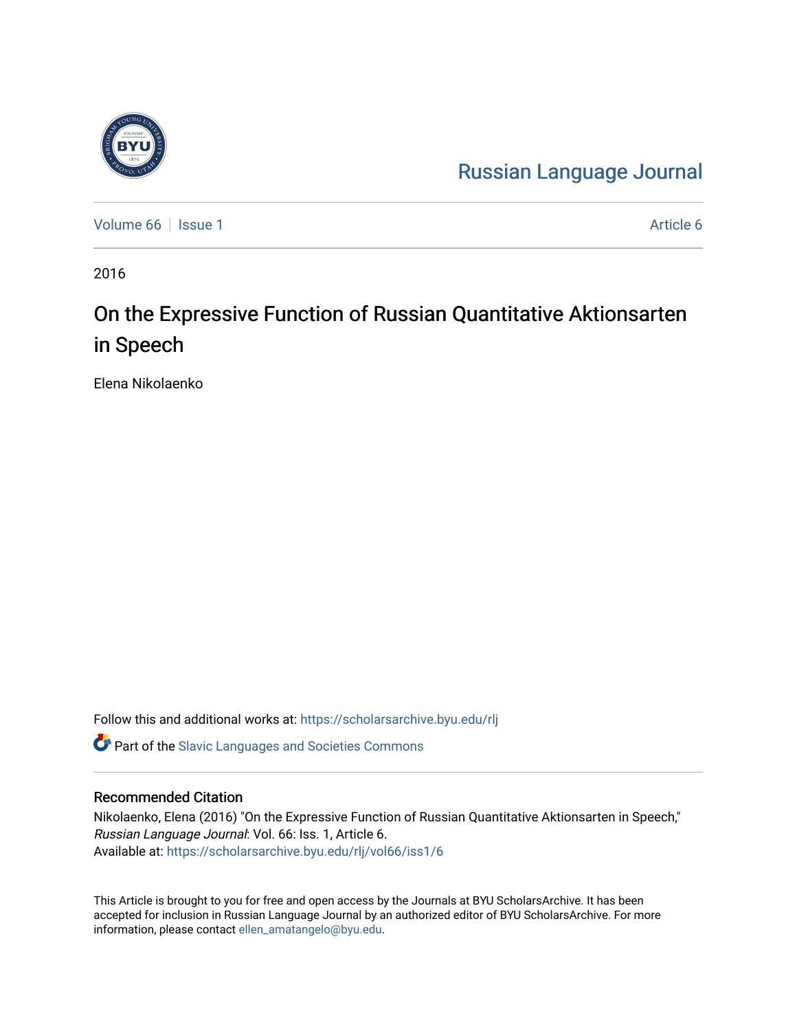Russian Language Journal

Volume 66 | Issue 1 | Article 6

2016

# On the Expressive Function of Russian Quantitative Aktionsarten in Speech

Elena Nikolaenko

Follow this and additional works at: https://scholarsarchive.byu.edu/rlj

Part of the Slavic Languages and Societies Commons

## Recommended Citation

Nikolaenko, Elena (2016) "On the Expressive Function of Russian Quantitative Aktionsarten in Speech," *Russian Language Journal*: Vol. 66: Iss. 1, Article 6.
Available at: https://scholarsarchive.byu.edu/rlj/vol66/iss1/6

This Article is brought to you for free and open access by the Journals at BYU ScholarsArchive. It has been accepted for inclusion in Russian Language Journal by an authorized editor of BYU ScholarsArchive. For more information, please contact ellen_amatangelo@byu.edu.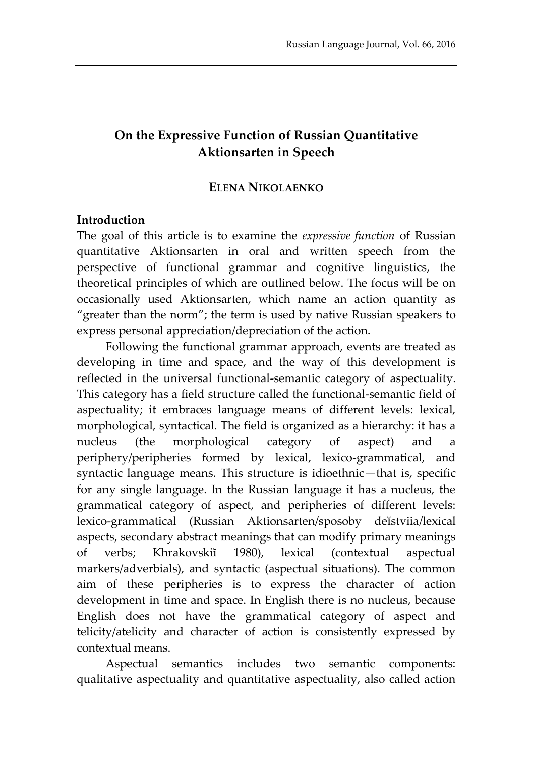# On the Expressive Function of Russian Quantitative Aktionsarten in Speech

**ELENA NIKOLAENKO**

## Introduction

The goal of this article is to examine the *expressive function* of Russian quantitative Aktionsarten in oral and written speech from the perspective of functional grammar and cognitive linguistics, the theoretical principles of which are outlined below. The focus will be on occasionally used Aktionsarten, which name an action quantity as "greater than the norm"; the term is used by native Russian speakers to express personal appreciation/depreciation of the action.

Following the functional grammar approach, events are treated as developing in time and space, and the way of this development is reflected in the universal functional-semantic category of aspectuality. This category has a field structure called the functional-semantic field of aspectuality; it embraces language means of different levels: lexical, morphological, syntactical. The field is organized as a hierarchy: it has a nucleus (the morphological category of aspect) and a periphery/peripheries formed by lexical, lexico-grammatical, and syntactic language means. This structure is idioethnic—that is, specific for any single language. In the Russian language it has a nucleus, the grammatical category of aspect, and peripheries of different levels: lexico-grammatical (Russian Aktionsarten/sposoby deĭstviia/lexical aspects, secondary abstract meanings that can modify primary meanings of verbs; Khrakovskiĭ 1980), lexical (contextual aspectual markers/adverbials), and syntactic (aspectual situations). The common aim of these peripheries is to express the character of action development in time and space. In English there is no nucleus, because English does not have the grammatical category of aspect and telicity/atelicity and character of action is consistently expressed by contextual means.

Aspectual semantics includes two semantic components: qualitative aspectuality and quantitative aspectuality, also called action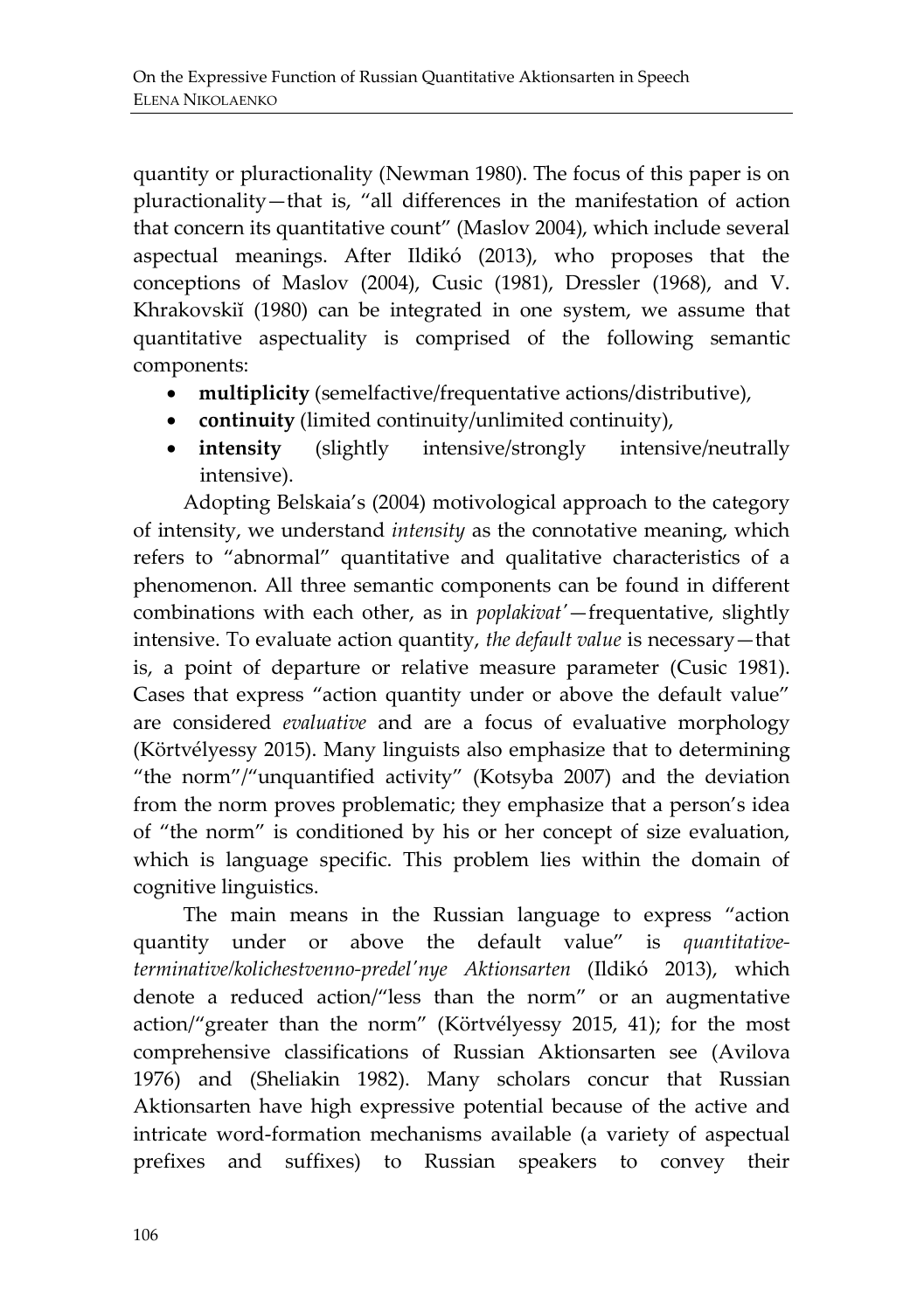quantity or pluractionality (Newman 1980). The focus of this paper is on pluractionality—that is, "all differences in the manifestation of action that concern its quantitative count" (Maslov 2004), which include several aspectual meanings. After Ildikó (2013), who proposes that the conceptions of Maslov (2004), Cusic (1981), Dressler (1968), and V. Khrakovskiĭ (1980) can be integrated in one system, we assume that quantitative aspectuality is comprised of the following semantic components:

- **multiplicity** (semelfactive/frequentative actions/distributive),
- **continuity** (limited continuity/unlimited continuity),
- **intensity** (slightly intensive/strongly intensive/neutrally intensive).

Adopting Belskaia's (2004) motivological approach to the category of intensity, we understand *intensity* as the connotative meaning, which refers to "abnormal" quantitative and qualitative characteristics of a phenomenon. All three semantic components can be found in different combinations with each other, as in *poplakivat'*—frequentative, slightly intensive. To evaluate action quantity, *the default value* is necessary—that is, a point of departure or relative measure parameter (Cusic 1981). Cases that express "action quantity under or above the default value" are considered *evaluative* and are a focus of evaluative morphology (Körtvélyessy 2015). Many linguists also emphasize that to determining "the norm"/"unquantified activity" (Kotsyba 2007) and the deviation from the norm proves problematic; they emphasize that a person's idea of "the norm" is conditioned by his or her concept of size evaluation, which is language specific. This problem lies within the domain of cognitive linguistics.

The main means in the Russian language to express "action quantity under or above the default value" is *quantitative-terminative/kolichestvenno-predel'nye Aktionsarten* (Ildikó 2013), which denote a reduced action/"less than the norm" or an augmentative action/"greater than the norm" (Körtvélyessy 2015, 41); for the most comprehensive classifications of Russian Aktionsarten see (Avilova 1976) and (Sheliakin 1982). Many scholars concur that Russian Aktionsarten have high expressive potential because of the active and intricate word-formation mechanisms available (a variety of aspectual prefixes and suffixes) to Russian speakers to convey their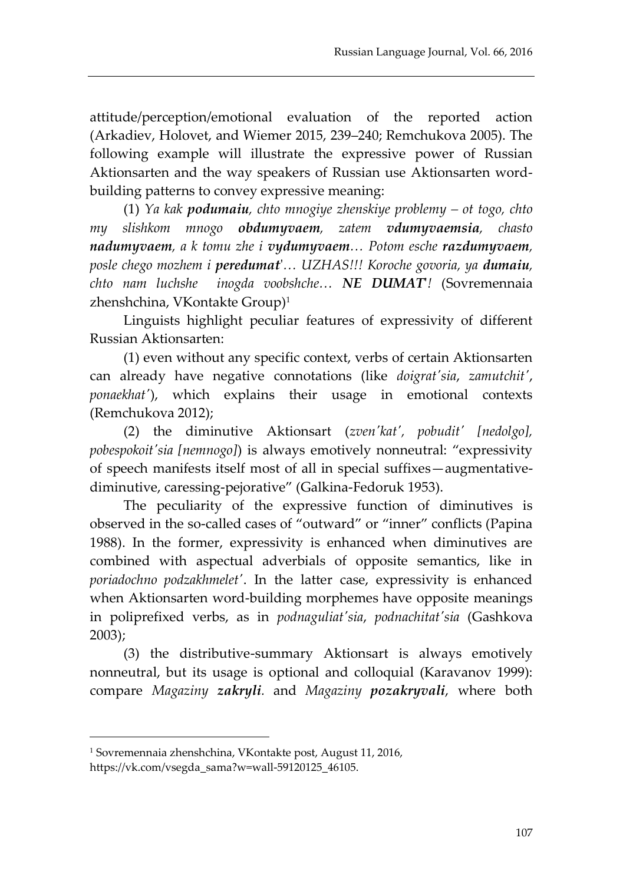attitude/perception/emotional evaluation of the reported action (Arkadiev, Holovet, and Wiemer 2015, 239–240; Remchukova 2005). The following example will illustrate the expressive power of Russian Aktionsarten and the way speakers of Russian use Aktionsarten word-building patterns to convey expressive meaning:

(1) *Ya kak **podumaiu**, chto mnogiye zhenskiye problemy – ot togo, chto my slishkom mnogo **obdumyvaem**, zatem **vdumyvaemsia**, chasto **nadumyvaem**, a k tomu zhe i **vydumyvaem**… Potom esche **razdumyvaem**, posle chego mozhem i **peredumat**'… UZHAS!!! Koroche govoria, ya **dumaiu**, chto nam luchshe inogda voobshche… **NE DUMAT**'!* (Sovremennaia zhenshchina, VKontakte Group)[1]

Linguists highlight peculiar features of expressivity of different Russian Aktionsarten:

(1) even without any specific context, verbs of certain Aktionsarten can already have negative connotations (like *doigrat'sia*, *zamutchit'*, *ponaekhat'*), which explains their usage in emotional contexts (Remchukova 2012);

(2) the diminutive Aktionsart (*zven'kat', pobudit' [nedolgo], pobespokoit'sia [nemnogo]*) is always emotively nonneutral: "expressivity of speech manifests itself most of all in special suffixes—augmentative-diminutive, caressing-pejorative" (Galkina-Fedoruk 1953).

The peculiarity of the expressive function of diminutives is observed in the so-called cases of "outward" or "inner" conflicts (Papina 1988). In the former, expressivity is enhanced when diminutives are combined with aspectual adverbials of opposite semantics, like in *poriadochno podzakhmelet'*. In the latter case, expressivity is enhanced when Aktionsarten word-building morphemes have opposite meanings in poliprefixed verbs, as in *podnaguliat'sia*, *podnachitat'sia* (Gashkova 2003);

(3) the distributive-summary Aktionsart is always emotively nonneutral, but its usage is optional and colloquial (Karavanov 1999): compare *Magaziny **zakryli**.* and *Magaziny **pozakryvali***, where both

[1] Sovremennaia zhenshchina, VKontakte post, August 11, 2016, https://vk.com/vsegda_sama?w=wall-59120125_46105.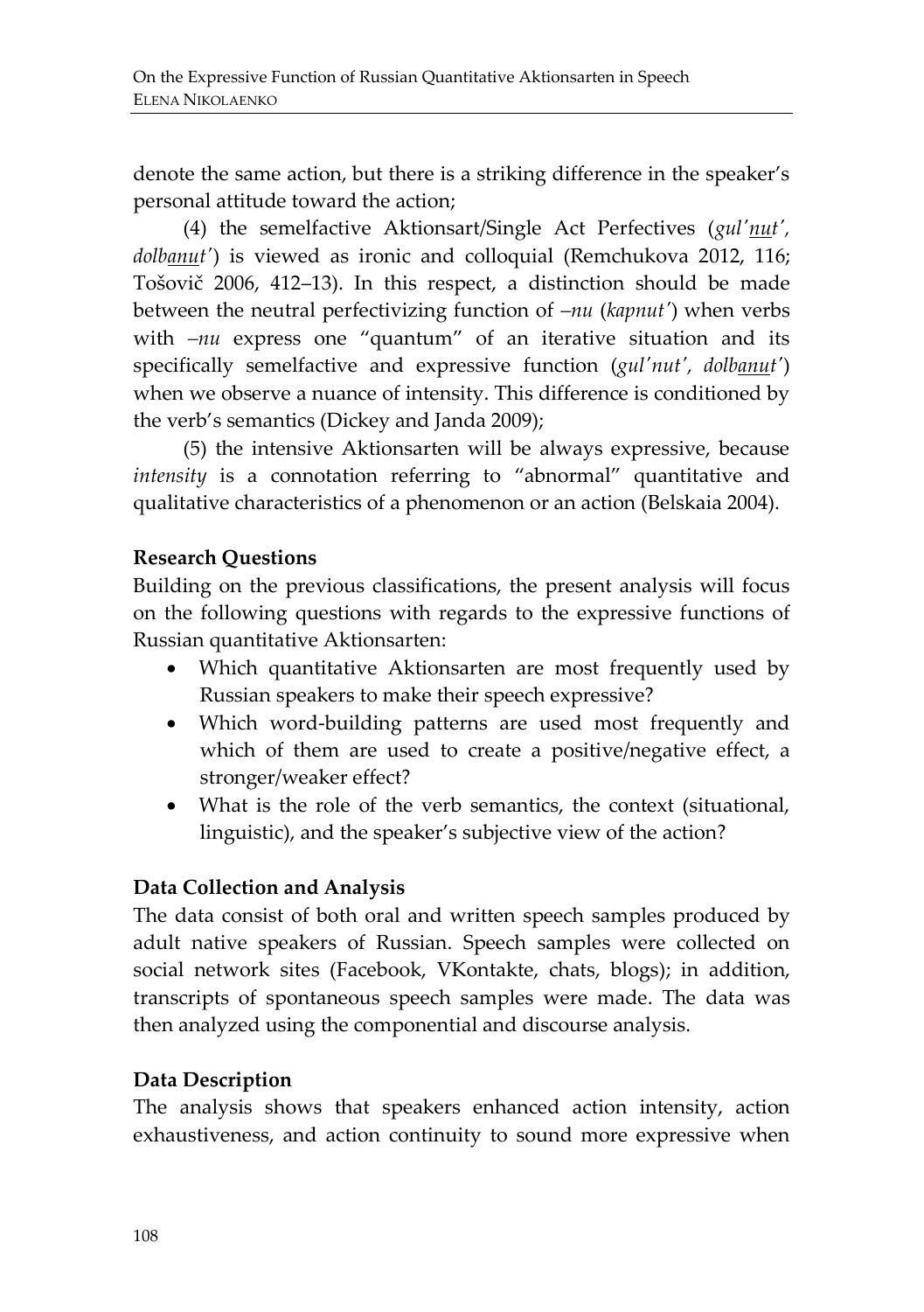denote the same action, but there is a striking difference in the speaker's personal attitude toward the action;

(4) the semelfactive Aktionsart/Single Act Perfectives (*gul'<u>nu</u>t'*, *dolb<u>anu</u>t'*) is viewed as ironic and colloquial (Remchukova 2012, 116; Tošovič 2006, 412–13). In this respect, a distinction should be made between the neutral perfectivizing function of *–nu* (*kapnut'*) when verbs with *–nu* express one "quantum" of an iterative situation and its specifically semelfactive and expressive function (*gul'nut'*, *dolb<u>anu</u>t'*) when we observe a nuance of intensity. This difference is conditioned by the verb's semantics (Dickey and Janda 2009);

(5) the intensive Aktionsarten will be always expressive, because *intensity* is a connotation referring to "abnormal" quantitative and qualitative characteristics of a phenomenon or an action (Belskaia 2004).

**Research Questions**

Building on the previous classifications, the present analysis will focus on the following questions with regards to the expressive functions of Russian quantitative Aktionsarten:

- Which quantitative Aktionsarten are most frequently used by Russian speakers to make their speech expressive?
- Which word-building patterns are used most frequently and which of them are used to create a positive/negative effect, a stronger/weaker effect?
- What is the role of the verb semantics, the context (situational, linguistic), and the speaker's subjective view of the action?

**Data Collection and Analysis**

The data consist of both oral and written speech samples produced by adult native speakers of Russian. Speech samples were collected on social network sites (Facebook, VKontakte, chats, blogs); in addition, transcripts of spontaneous speech samples were made. The data was then analyzed using the componential and discourse analysis.

**Data Description**

The analysis shows that speakers enhanced action intensity, action exhaustiveness, and action continuity to sound more expressive when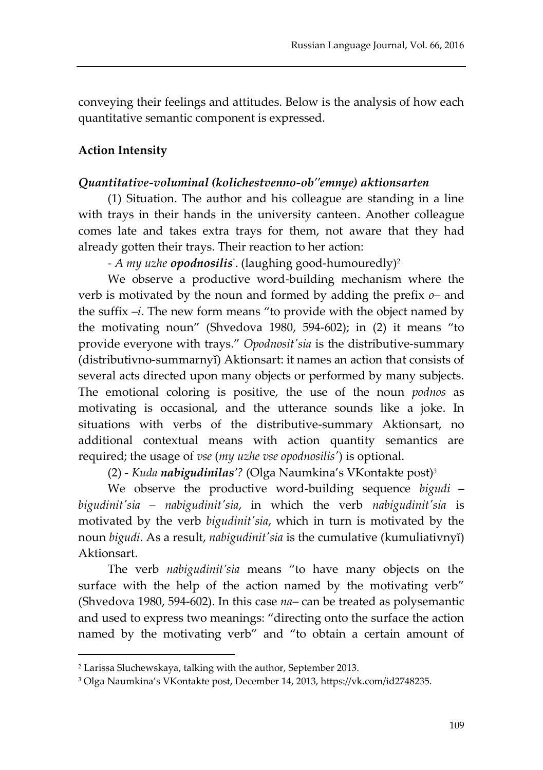conveying their feelings and attitudes. Below is the analysis of how each quantitative semantic component is expressed.

### Action Intensity

#### *Quantitative-voluminal (kolichestvenno-ob''emnye) aktionsarten*

(1) Situation. The author and his colleague are standing in a line with trays in their hands in the university canteen. Another colleague comes late and takes extra trays for them, not aware that they had already gotten their trays. Their reaction to her action:

- *A my uzhe **opodnosilis***'. (laughing good-humouredly)[2]

We observe a productive word-building mechanism where the verb is motivated by the noun and formed by adding the prefix *o*– and the suffix –*i*. The new form means "to provide with the object named by the motivating noun" (Shvedova 1980, 594-602); in (2) it means "to provide everyone with trays." *Opodnosit'sia* is the distributive-summary (distributivno-summarnyĭ) Aktionsart: it names an action that consists of several acts directed upon many objects or performed by many subjects. The emotional coloring is positive, the use of the noun *podnos* as motivating is occasional, and the utterance sounds like a joke. In situations with verbs of the distributive-summary Aktionsart, no additional contextual means with action quantity semantics are required; the usage of *vse* (*my uzhe vse opodnosilis'*) is optional.

(2) - *Kuda **nabigudinilas'**?* (Olga Naumkina's VKontakte post)[3]

We observe the productive word-building sequence *bigudi* – *bigudinit'sia* – *nabigudinit'sia*, in which the verb *nabigudinit'sia* is motivated by the verb *bigudinit'sia*, which in turn is motivated by the noun *bigudi*. As a result, *nabigudinit'sia* is the cumulative (kumuliativnyĭ) Aktionsart.

The verb *nabigudinit'sia* means "to have many objects on the surface with the help of the action named by the motivating verb" (Shvedova 1980, 594-602). In this case *na*– can be treated as polysemantic and used to express two meanings: "directing onto the surface the action named by the motivating verb" and "to obtain a certain amount of

---

[2] Larissa Sluchewskaya, talking with the author, September 2013.

[3] Olga Naumkina's VKontakte post, December 14, 2013, https://vk.com/id2748235.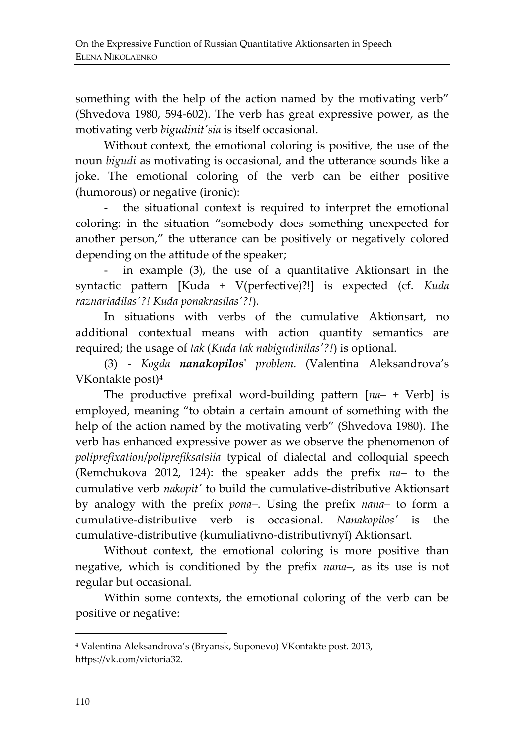something with the help of the action named by the motivating verb" (Shvedova 1980, 594-602). The verb has great expressive power, as the motivating verb *bigudinit'sia* is itself occasional.

Without context, the emotional coloring is positive, the use of the noun *bigudi* as motivating is occasional, and the utterance sounds like a joke. The emotional coloring of the verb can be either positive (humorous) or negative (ironic):

- the situational context is required to interpret the emotional coloring: in the situation "somebody does something unexpected for another person," the utterance can be positively or negatively colored depending on the attitude of the speaker;
- in example (3), the use of a quantitative Aktionsart in the syntactic pattern [Kuda + V(perfective)?!] is expected (cf. *Kuda raznariadilas'?! Kuda ponakrasilas'?!*).

In situations with verbs of the cumulative Aktionsart, no additional contextual means with action quantity semantics are required; the usage of *tak* (*Kuda tak nabigudinilas'?!*) is optional.

(3) *- Kogda **nanakopilos'** problem.* (Valentina Aleksandrova's VKontakte post)[4]

The productive prefixal word-building pattern [*na–* + Verb] is employed, meaning "to obtain a certain amount of something with the help of the action named by the motivating verb" (Shvedova 1980). The verb has enhanced expressive power as we observe the phenomenon of *poliprefixation/poliprefiksatsiia* typical of dialectal and colloquial speech (Remchukova 2012, 124): the speaker adds the prefix *na–* to the cumulative verb *nakopit'* to build the cumulative-distributive Aktionsart by analogy with the prefix *pona–*. Using the prefix *nana–* to form a cumulative-distributive verb is occasional. *Nanakopilos'* is the cumulative-distributive (kumuliativno-distributivnyĭ) Aktionsart.

Without context, the emotional coloring is more positive than negative, which is conditioned by the prefix *nana–*, as its use is not regular but occasional.

Within some contexts, the emotional coloring of the verb can be positive or negative:

---

[4] Valentina Aleksandrova's (Bryansk, Suponevo) VKontakte post. 2013, https://vk.com/victoria32.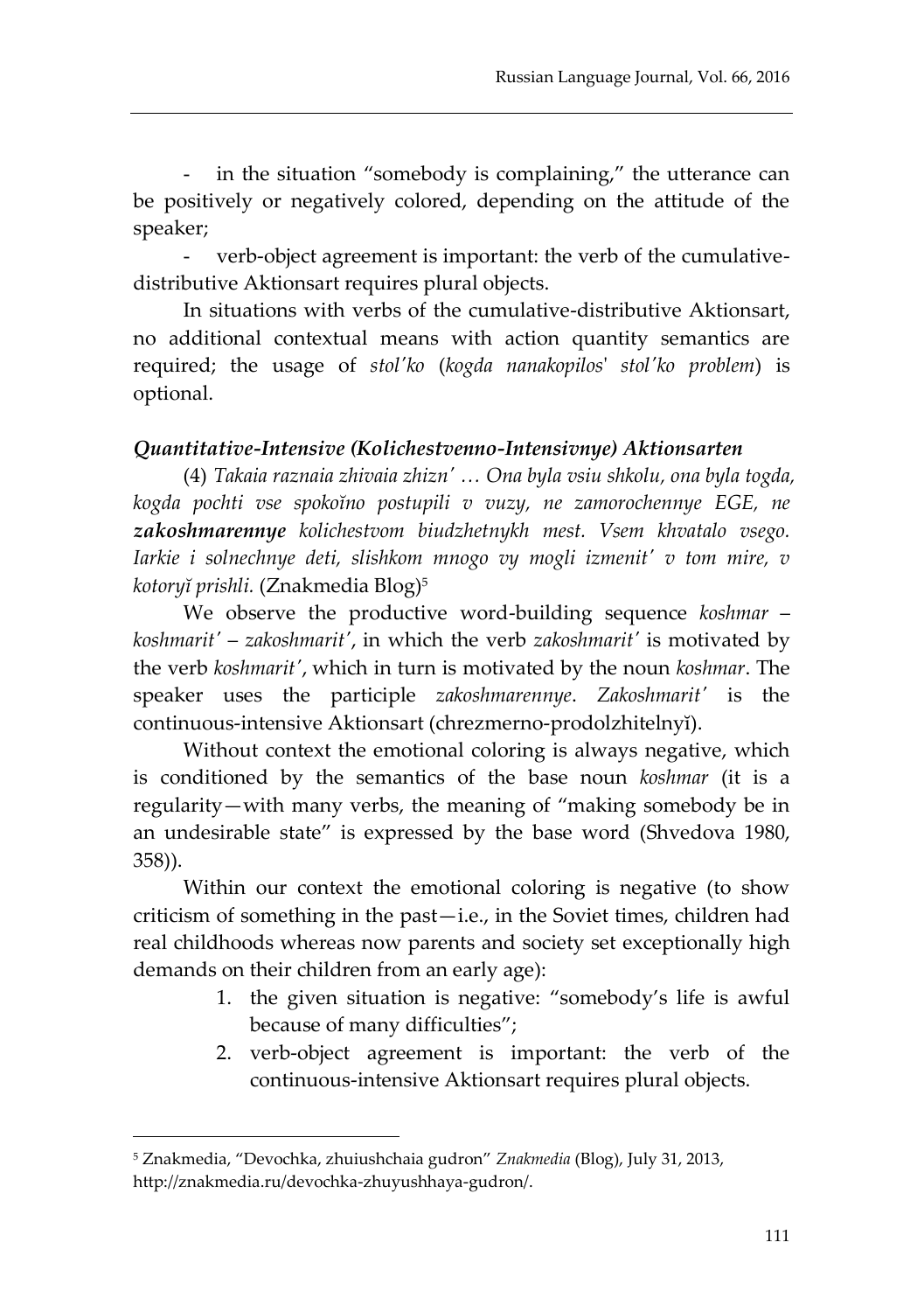- in the situation "somebody is complaining," the utterance can be positively or negatively colored, depending on the attitude of the speaker;

- verb-object agreement is important: the verb of the cumulative-distributive Aktionsart requires plural objects.

In situations with verbs of the cumulative-distributive Aktionsart, no additional contextual means with action quantity semantics are required; the usage of *stol′ko* (*kogda nanakopilos' stol′ko problem*) is optional.

### ***Quantitative-Intensive (Kolichestvenno-Intensivnye) Aktionsarten***

(4) *Takaia raznaia zhivaia zhizn′ … Ona byla vsiu shkolu, ona byla togda, kogda pochti vse spokoĭno postupili v vuzy, ne zamorochennye EGE, ne **zakoshmarennye** kolichestvom biudzhetnykh mest. Vsem khvatalo vsego. Iarkie i solnechnye deti, slishkom mnogo vy mogli izmenit′ v tom mire, v kotoryĭ prishli.* (Znakmedia Blog)[5]

We observe the productive word-building sequence *koshmar – koshmarit′ – zakoshmarit′*, in which the verb *zakoshmarit′* is motivated by the verb *koshmarit′*, which in turn is motivated by the noun *koshmar*. The speaker uses the participle *zakoshmarennye*. *Zakoshmarit′* is the continuous-intensive Aktionsart (chrezmerno-prodolzhitelnyĭ).

Without context the emotional coloring is always negative, which is conditioned by the semantics of the base noun *koshmar* (it is a regularity—with many verbs, the meaning of "making somebody be in an undesirable state" is expressed by the base word (Shvedova 1980, 358)).

Within our context the emotional coloring is negative (to show criticism of something in the past—i.e., in the Soviet times, children had real childhoods whereas now parents and society set exceptionally high demands on their children from an early age):

1. the given situation is negative: "somebody's life is awful because of many difficulties";
2. verb-object agreement is important: the verb of the continuous-intensive Aktionsart requires plural objects.

---

[5] Znakmedia, "Devochka, zhuiushchaia gudron" *Znakmedia* (Blog), July 31, 2013, http://znakmedia.ru/devochka-zhuyushhaya-gudron/.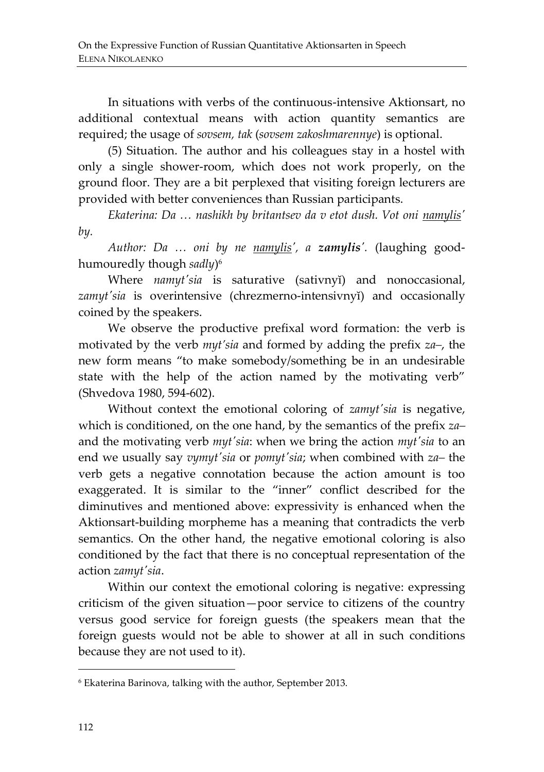In situations with verbs of the continuous-intensive Aktionsart, no additional contextual means with action quantity semantics are required; the usage of *sovsem, tak* (*sovsem zakoshmarennye*) is optional.

(5) Situation. The author and his colleagues stay in a hostel with only a single shower-room, which does not work properly, on the ground floor. They are a bit perplexed that visiting foreign lecturers are provided with better conveniences than Russian participants.

*Ekaterina: Da … nashikh by britantsev da v etot dush. Vot oni* *<u>namylis'</u>* *by.*

*Author: Da … oni by ne* *<u>namylis'</u>*, *a* ***zamylis'***. (laughing good-humouredly though *sadly*)[6]

Where *namyt'sia* is saturative (sativnyĭ) and nonoccasional, *zamyt'sia* is overintensive (chrezmerno-intensivnyĭ) and occasionally coined by the speakers.

We observe the productive prefixal word formation: the verb is motivated by the verb *myt'sia* and formed by adding the prefix *za–*, the new form means "to make somebody/something be in an undesirable state with the help of the action named by the motivating verb" (Shvedova 1980, 594-602).

Without context the emotional coloring of *zamyt'sia* is negative, which is conditioned, on the one hand, by the semantics of the prefix *za–* and the motivating verb *myt'sia*: when we bring the action *myt'sia* to an end we usually say *vymyt'sia* or *pomyt'sia*; when combined with *za–* the verb gets a negative connotation because the action amount is too exaggerated. It is similar to the "inner" conflict described for the diminutives and mentioned above: expressivity is enhanced when the Aktionsart-building morpheme has a meaning that contradicts the verb semantics. On the other hand, the negative emotional coloring is also conditioned by the fact that there is no conceptual representation of the action *zamyt'sia*.

Within our context the emotional coloring is negative: expressing criticism of the given situation—poor service to citizens of the country versus good service for foreign guests (the speakers mean that the foreign guests would not be able to shower at all in such conditions because they are not used to it).

[6] Ekaterina Barinova, talking with the author, September 2013.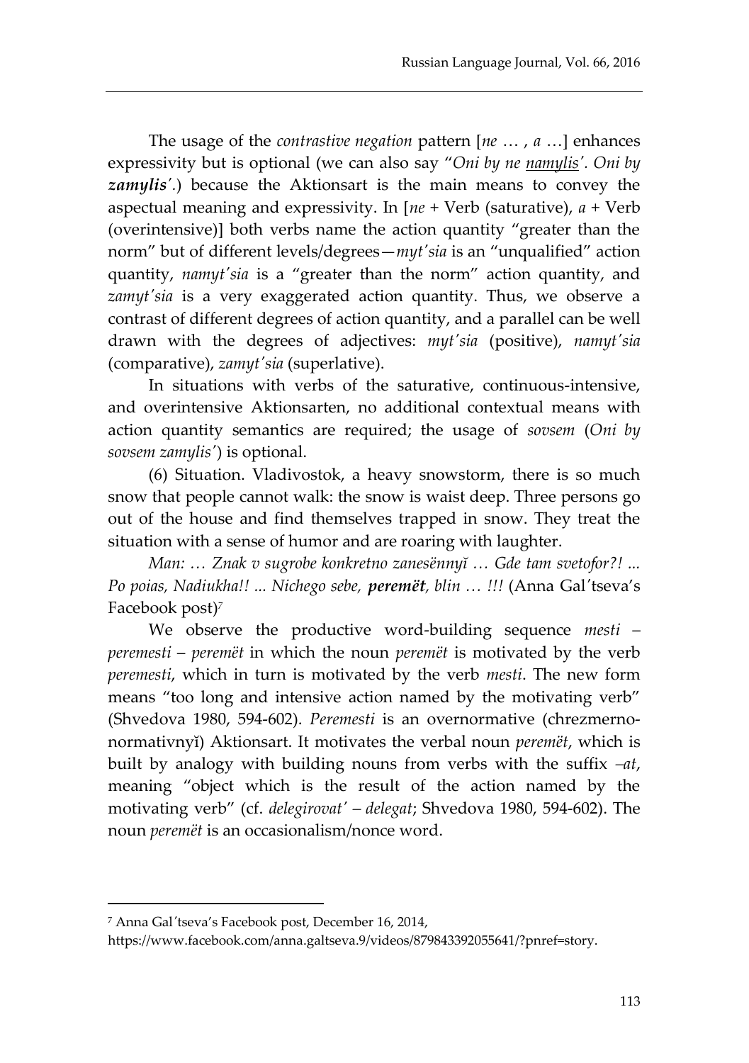The usage of the *contrastive negation* pattern [*ne* … , *a* …] enhances expressivity but is optional (we can also say "*Oni by ne* *namylis'*. *Oni by* ***zamylis'***.) because the Aktionsart is the main means to convey the aspectual meaning and expressivity. In [*ne* + Verb (saturative), *a* + Verb (overintensive)] both verbs name the action quantity "greater than the norm" but of different levels/degrees—*myt'sia* is an "unqualified" action quantity, *namyt'sia* is a "greater than the norm" action quantity, and *zamyt'sia* is a very exaggerated action quantity. Thus, we observe a contrast of different degrees of action quantity, and a parallel can be well drawn with the degrees of adjectives: *myt'sia* (positive), *namyt'sia* (comparative), *zamyt'sia* (superlative).

In situations with verbs of the saturative, continuous-intensive, and overintensive Aktionsarten, no additional contextual means with action quantity semantics are required; the usage of *sovsem* (*Oni by sovsem zamylis'*) is optional.

(6) Situation. Vladivostok, a heavy snowstorm, there is so much snow that people cannot walk: the snow is waist deep. Three persons go out of the house and find themselves trapped in snow. They treat the situation with a sense of humor and are roaring with laughter.

*Man: … Znak v sugrobe konkretno zanesënnyĭ … Gde tam svetofor?! ... Po poias, Nadiukha!! ... Nichego sebe,* ***peremët****, blin … !!!* (Anna Gal'tseva's Facebook post)[7]

We observe the productive word-building sequence *mesti* – *peremesti* – *peremët* in which the noun *peremët* is motivated by the verb *peremesti*, which in turn is motivated by the verb *mesti*. The new form means "too long and intensive action named by the motivating verb" (Shvedova 1980, 594-602). *Peremesti* is an overnormative (chrezmerno-normativnyĭ) Aktionsart. It motivates the verbal noun *peremët*, which is built by analogy with building nouns from verbs with the suffix *–at*, meaning "object which is the result of the action named by the motivating verb" (cf. *delegirovat'* – *delegat*; Shvedova 1980, 594-602). The noun *peremët* is an occasionalism/nonce word.

---

[7] Anna Gal'tseva's Facebook post, December 16, 2014, https://www.facebook.com/anna.galtseva.9/videos/879843392055641/?pnref=story.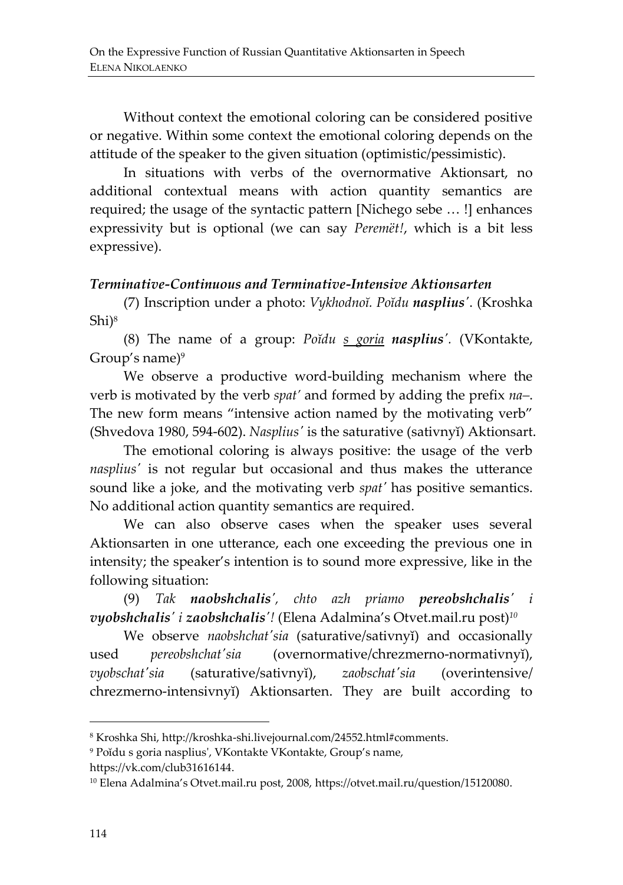Without context the emotional coloring can be considered positive or negative. Within some context the emotional coloring depends on the attitude of the speaker to the given situation (optimistic/pessimistic).

In situations with verbs of the overnormative Aktionsart, no additional contextual means with action quantity semantics are required; the usage of the syntactic pattern [Nichego sebe … !] enhances expressivity but is optional (we can say *Peremët!*, which is a bit less expressive).

### *Terminative-Continuous and Terminative-Intensive Aktionsarten*

(7) Inscription under a photo: *Vykhodnoĭ. Poĭdu **nasplius'***. (Kroshka Shi)[8]

(8) The name of a group: *Poĭdu <u>s goria</u> **nasplius'***. (VKontakte, Group's name)[9]

We observe a productive word-building mechanism where the verb is motivated by the verb *spat'* and formed by adding the prefix *na–*. The new form means "intensive action named by the motivating verb" (Shvedova 1980, 594-602). *Nasplius'* is the saturative (sativnyĭ) Aktionsart.

The emotional coloring is always positive: the usage of the verb *nasplius'* is not regular but occasional and thus makes the utterance sound like a joke, and the motivating verb *spat'* has positive semantics. No additional action quantity semantics are required.

We can also observe cases when the speaker uses several Aktionsarten in one utterance, each one exceeding the previous one in intensity; the speaker's intention is to sound more expressive, like in the following situation:

(9) *Tak **naobshchalis'**, chto azh priamo **pereobshchalis'** i **vyobshchalis'** i **zaobshchalis'**!* (Elena Adalmina's Otvet.mail.ru post)[10]

We observe *naobshchat'sia* (saturative/sativnyĭ) and occasionally used *pereobshchat'sia* (overnormative/chrezmerno-normativnyĭ), *vyobschat'sia* (saturative/sativnyĭ), *zaobschat'sia* (overintensive/ chrezmerno-intensivnyĭ) Aktionsarten. They are built according to

---

[8] Kroshka Shi, http://kroshka-shi.livejournal.com/24552.html#comments.

[9] Poĭdu s goria nasplius', VKontakte VKontakte, Group's name, https://vk.com/club31616144.

[10] Elena Adalmina's Otvet.mail.ru post, 2008, https://otvet.mail.ru/question/15120080.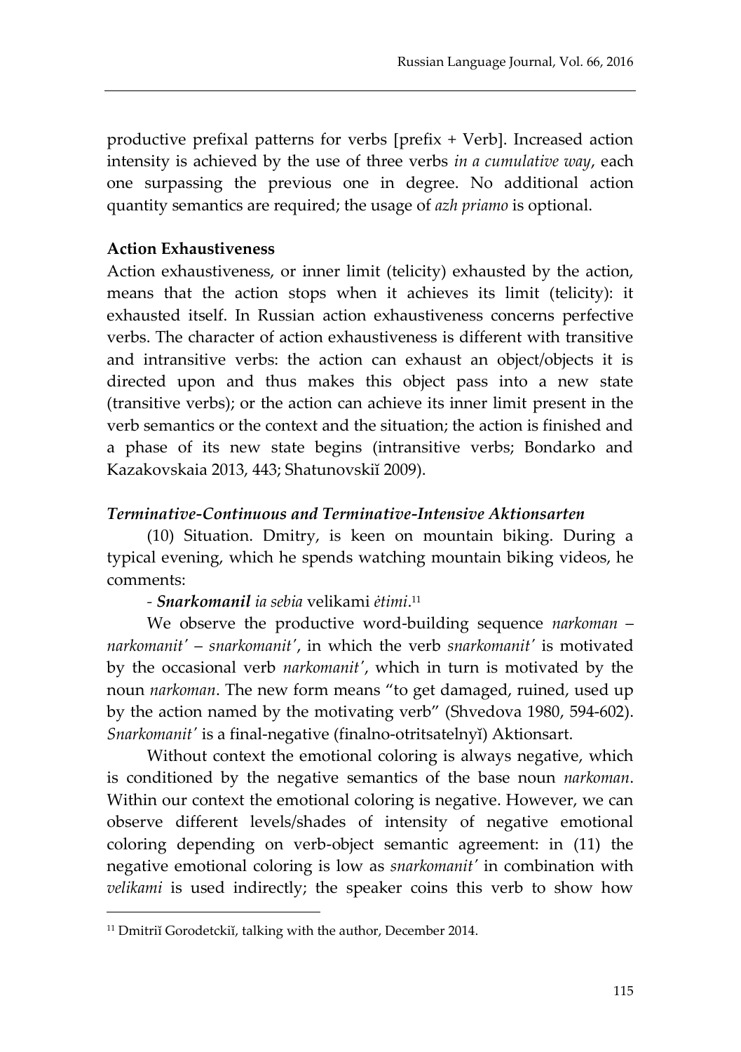productive prefixal patterns for verbs [prefix + Verb]. Increased action intensity is achieved by the use of three verbs *in a cumulative way*, each one surpassing the previous one in degree. No additional action quantity semantics are required; the usage of *azh priamo* is optional.

**Action Exhaustiveness**

Action exhaustiveness, or inner limit (telicity) exhausted by the action, means that the action stops when it achieves its limit (telicity): it exhausted itself. In Russian action exhaustiveness concerns perfective verbs. The character of action exhaustiveness is different with transitive and intransitive verbs: the action can exhaust an object/objects it is directed upon and thus makes this object pass into a new state (transitive verbs); or the action can achieve its inner limit present in the verb semantics or the context and the situation; the action is finished and a phase of its new state begins (intransitive verbs; Bondarko and Kazakovskaia 2013, 443; Shatunovskiĭ 2009).

***Terminative-Continuous and Terminative-Intensive Aktionsarten***

(10) Situation. Dmitry, is keen on mountain biking. During a typical evening, which he spends watching mountain biking videos, he comments:

- ***Snarkomanil*** *ia sebia* velikami *ėtimi*.[11]

We observe the productive word-building sequence *narkoman* – *narkomanit'* – *snarkomanit'*, in which the verb *snarkomanit'* is motivated by the occasional verb *narkomanit'*, which in turn is motivated by the noun *narkoman*. The new form means "to get damaged, ruined, used up by the action named by the motivating verb" (Shvedova 1980, 594-602). *Snarkomanit'* is a final-negative (finalno-otritsatelnyĭ) Aktionsart.

Without context the emotional coloring is always negative, which is conditioned by the negative semantics of the base noun *narkoman*. Within our context the emotional coloring is negative. However, we can observe different levels/shades of intensity of negative emotional coloring depending on verb-object semantic agreement: in (11) the negative emotional coloring is low as *snarkomanit'* in combination with *velikami* is used indirectly; the speaker coins this verb to show how

[11] Dmitriĭ Gorodetckiĭ, talking with the author, December 2014.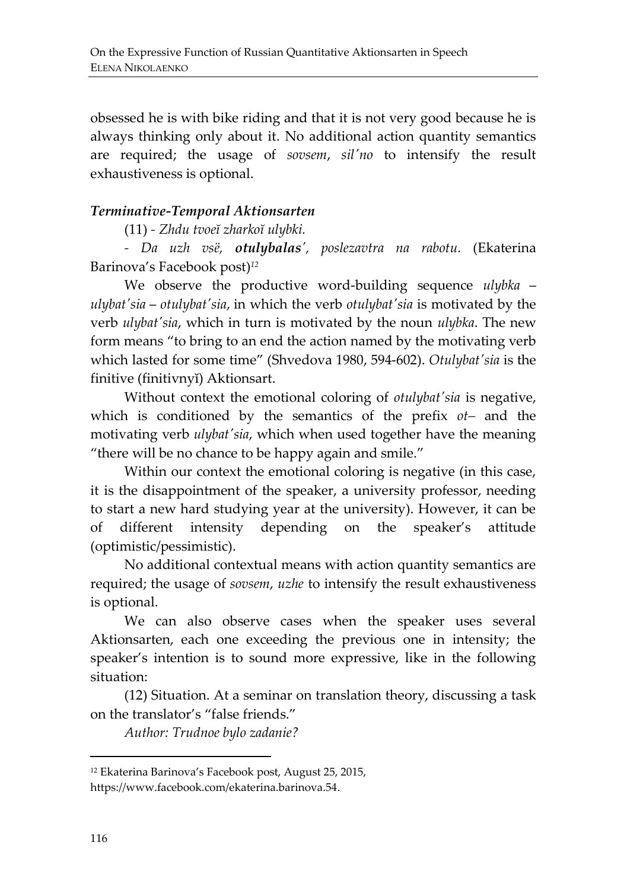obsessed he is with bike riding and that it is not very good because he is always thinking only about it. No additional action quantity semantics are required; the usage of *sovsem*, *sil'no* to intensify the result exhaustiveness is optional.

### *Terminative-Temporal Aktionsarten*

(11) - *Zhdu tvoeĭ zharkoĭ ulybki.*

- *Da uzh vsë, **otulybalas'**, poslezavtra na rabotu.* (Ekaterina Barinova's Facebook post)[12]

We observe the productive word-building sequence *ulybka* – *ulybat'sia* – *otulybat'sia*, in which the verb *otulybat'sia* is motivated by the verb *ulybat'sia*, which in turn is motivated by the noun *ulybka*. The new form means "to bring to an end the action named by the motivating verb which lasted for some time" (Shvedova 1980, 594-602). *Otulybat'sia* is the finitive (finitivnyĭ) Aktionsart.

Without context the emotional coloring of *otulybat'sia* is negative, which is conditioned by the semantics of the prefix *ot–* and the motivating verb *ulybat'sia*, which when used together have the meaning "there will be no chance to be happy again and smile."

Within our context the emotional coloring is negative (in this case, it is the disappointment of the speaker, a university professor, needing to start a new hard studying year at the university). However, it can be of different intensity depending on the speaker's attitude (optimistic/pessimistic).

No additional contextual means with action quantity semantics are required; the usage of *sovsem*, *uzhe* to intensify the result exhaustiveness is optional.

We can also observe cases when the speaker uses several Aktionsarten, each one exceeding the previous one in intensity; the speaker's intention is to sound more expressive, like in the following situation:

(12) Situation. At a seminar on translation theory, discussing a task on the translator's "false friends."

*Author: Trudnoe bylo zadanie?*

---

[12] Ekaterina Barinova's Facebook post, August 25, 2015, https://www.facebook.com/ekaterina.barinova.54.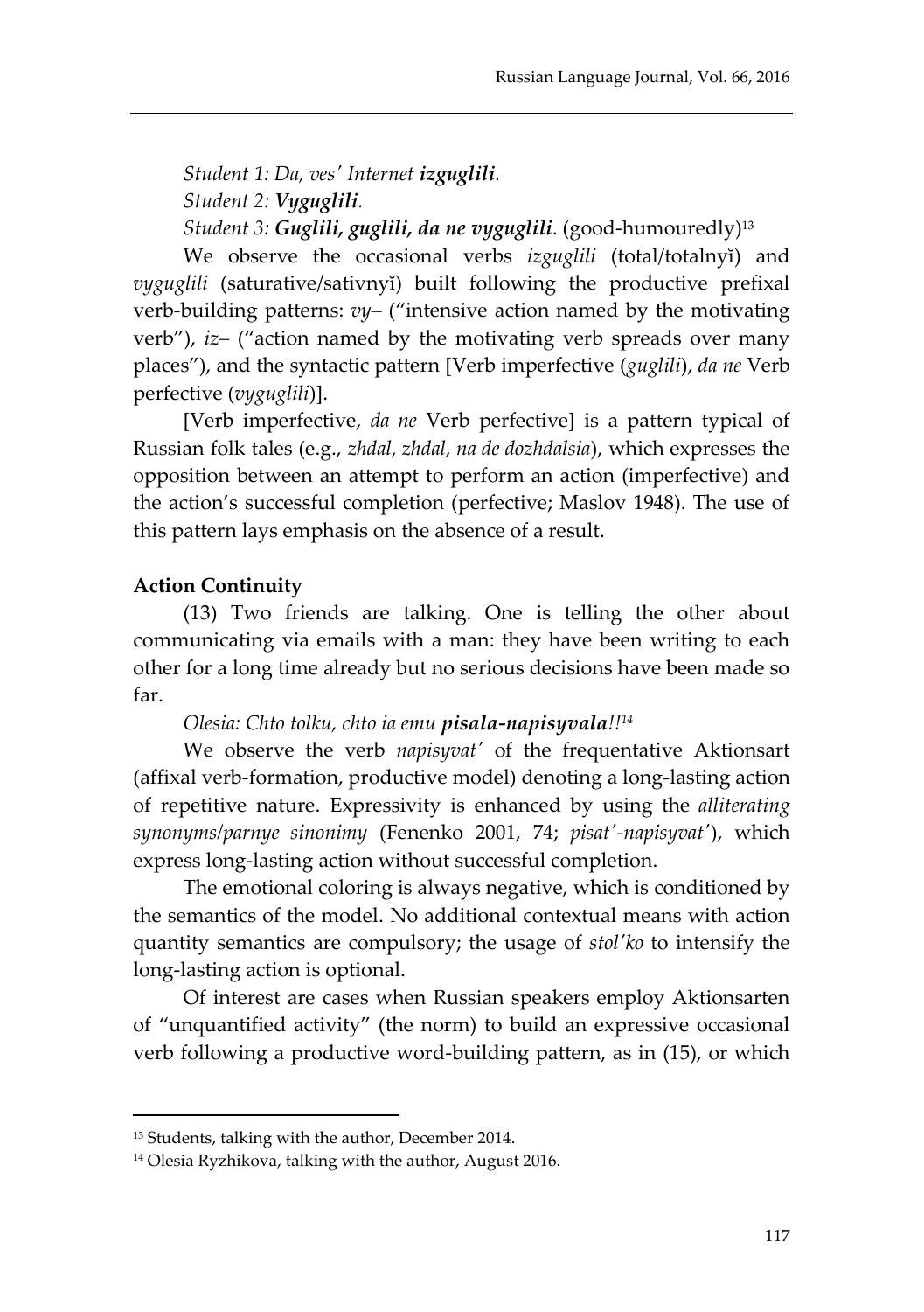*Student 1: Da, ves' Internet **izguglili**.*

*Student 2: **Vyguglili**.*

*Student 3: **Guglili, guglili, da ne vyguglili**.* (good-humouredly)[13]

We observe the occasional verbs *izguglili* (total/totalnyĭ) and *vyguglili* (saturative/sativnyĭ) built following the productive prefixal verb-building patterns: *vy–* ("intensive action named by the motivating verb"), *iz–* ("action named by the motivating verb spreads over many places"), and the syntactic pattern [Verb imperfective (*guglili*), *da ne* Verb perfective (*vyguglili*)].

[Verb imperfective, *da ne* Verb perfective] is a pattern typical of Russian folk tales (e.g., *zhdal, zhdal, na de dozhdalsia*), which expresses the opposition between an attempt to perform an action (imperfective) and the action's successful completion (perfective; Maslov 1948). The use of this pattern lays emphasis on the absence of a result.

**Action Continuity**

(13) Two friends are talking. One is telling the other about communicating via emails with a man: they have been writing to each other for a long time already but no serious decisions have been made so far.

*Olesia: Chto tolku, chto ia emu **pisala-napisyvala**!!*[14]

We observe the verb *napisyvat'* of the frequentative Aktionsart (affixal verb-formation, productive model) denoting a long-lasting action of repetitive nature. Expressivity is enhanced by using the *alliterating synonyms/parnye sinonimy* (Fenenko 2001, 74; *pisat'-napisyvat'*), which express long-lasting action without successful completion.

The emotional coloring is always negative, which is conditioned by the semantics of the model. No additional contextual means with action quantity semantics are compulsory; the usage of *stol'ko* to intensify the long-lasting action is optional.

Of interest are cases when Russian speakers employ Aktionsarten of "unquantified activity" (the norm) to build an expressive occasional verb following a productive word-building pattern, as in (15), or which

---

[13] Students, talking with the author, December 2014.

[14] Olesia Ryzhikova, talking with the author, August 2016.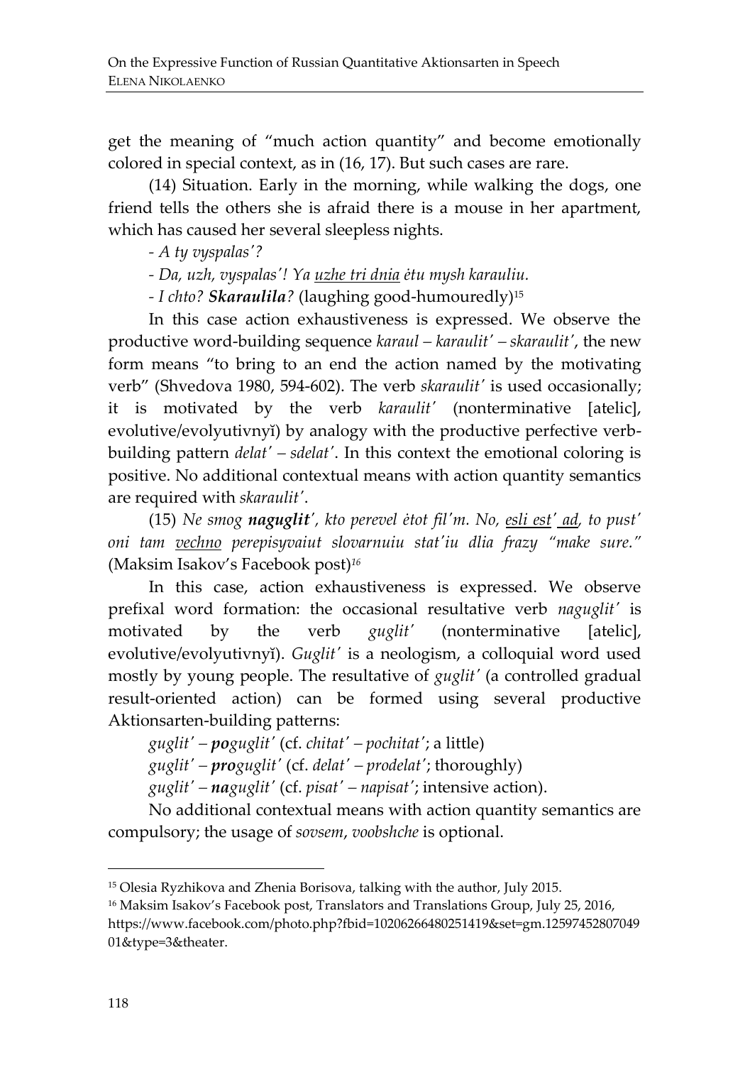get the meaning of "much action quantity" and become emotionally colored in special context, as in (16, 17). But such cases are rare.

(14) Situation. Early in the morning, while walking the dogs, one friend tells the others she is afraid there is a mouse in her apartment, which has caused her several sleepless nights.

*- A ty vyspalas'?*

*- Da, uzh, vyspalas'! Ya <u>uzhe tri dnia</u> ėtu mysh karauliu.*

*- I chto? **Skaraulila**?* (laughing good-humouredly)[15]

In this case action exhaustiveness is expressed. We observe the productive word-building sequence *karaul – karaulit' – skaraulit'*, the new form means "to bring to an end the action named by the motivating verb" (Shvedova 1980, 594-602). The verb *skaraulit'* is used occasionally; it is motivated by the verb *karaulit'* (nonterminative [atelic], evolutive/evolyutivnyĭ) by analogy with the productive perfective verb-building pattern *delat' – sdelat'*. In this context the emotional coloring is positive. No additional contextual means with action quantity semantics are required with *skaraulit'*.

(15) *Ne smog **naguglit'**, kto perevel ėtot fil'm. No, <u>esli est' ad</u>, to pust' oni tam <u>vechno</u> perepisyvaiut slovarnuiu stat'iu dlia frazy "make sure."* (Maksim Isakov's Facebook post)[16]

In this case, action exhaustiveness is expressed. We observe prefixal word formation: the occasional resultative verb *naguglit'* is motivated by the verb *guglit'* (nonterminative [atelic], evolutive/evolyutivnyĭ). *Guglit'* is a neologism, a colloquial word used mostly by young people. The resultative of *guglit'* (a controlled gradual result-oriented action) can be formed using several productive Aktionsarten-building patterns:

*guglit' – **po**guglit'* (cf. *chitat' – pochitat'*; a little)

*guglit' – **pro**guglit'* (cf. *delat' – prodelat'*; thoroughly)

*guglit' – **na**guglit'* (cf. *pisat' – napisat'*; intensive action).

No additional contextual means with action quantity semantics are compulsory; the usage of *sovsem*, *voobshche* is optional.

---

[15] Olesia Ryzhikova and Zhenia Borisova, talking with the author, July 2015.

[16] Maksim Isakov's Facebook post, Translators and Translations Group, July 25, 2016, https://www.facebook.com/photo.php?fbid=10206266480251419&set=gm.1259745280704901&type=3&theater.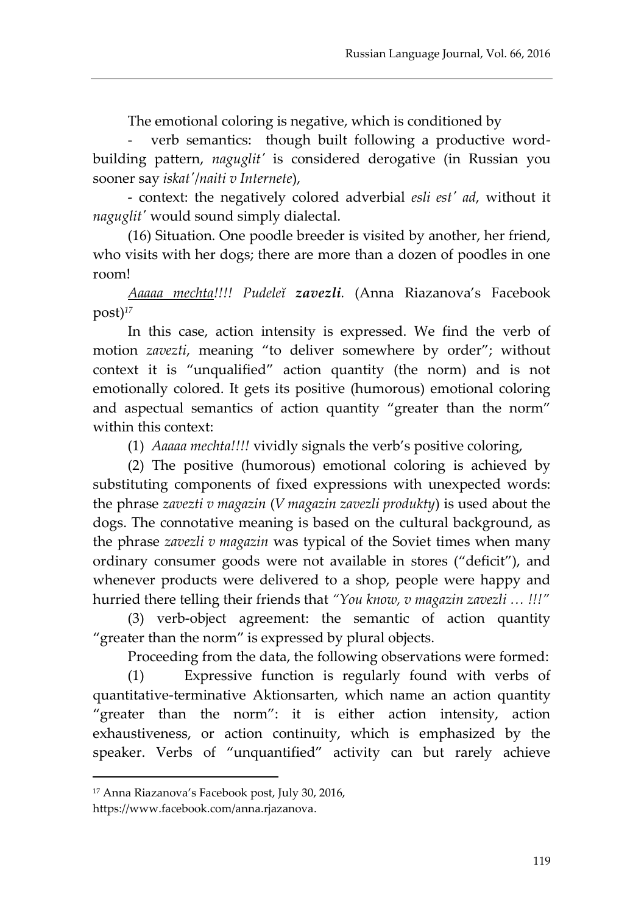The emotional coloring is negative, which is conditioned by

- verb semantics: though built following a productive word-building pattern, *naguglit'* is considered derogative (in Russian you sooner say *iskat'/naiti v Internete*),

- context: the negatively colored adverbial *esli est' ad*, without it *naguglit'* would sound simply dialectal.

(16) Situation. One poodle breeder is visited by another, her friend, who visits with her dogs; there are more than a dozen of poodles in one room!

<u>*Aaaaa mechta*</u>*!!!! Pudeleĭ* ***zavezli****.* (Anna Riazanova's Facebook post)[17]

In this case, action intensity is expressed. We find the verb of motion *zavezti*, meaning "to deliver somewhere by order"; without context it is "unqualified" action quantity (the norm) and is not emotionally colored. It gets its positive (humorous) emotional coloring and aspectual semantics of action quantity "greater than the norm" within this context:

(1) *Aaaaa mechta!!!!* vividly signals the verb's positive coloring,

(2) The positive (humorous) emotional coloring is achieved by substituting components of fixed expressions with unexpected words: the phrase *zavezti v magazin* (*V magazin zavezli produkty*) is used about the dogs. The connotative meaning is based on the cultural background, as the phrase *zavezli v magazin* was typical of the Soviet times when many ordinary consumer goods were not available in stores ("deficit"), and whenever products were delivered to a shop, people were happy and hurried there telling their friends that *"You know, v magazin zavezli … !!!"*

(3) verb-object agreement: the semantic of action quantity "greater than the norm" is expressed by plural objects.

Proceeding from the data, the following observations were formed:

(1) Expressive function is regularly found with verbs of quantitative-terminative Aktionsarten, which name an action quantity "greater than the norm": it is either action intensity, action exhaustiveness, or action continuity, which is emphasized by the speaker. Verbs of "unquantified" activity can but rarely achieve

---

[17] Anna Riazanova's Facebook post, July 30, 2016, https://www.facebook.com/anna.rjazanova.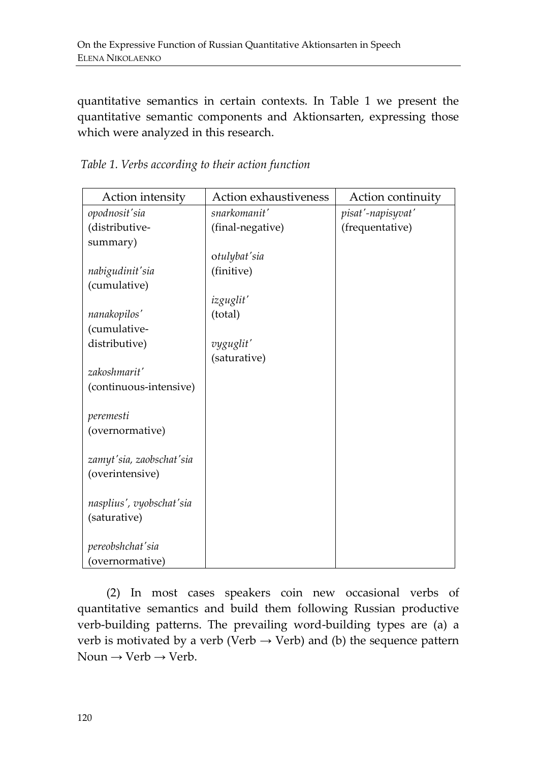quantitative semantics in certain contexts. In Table 1 we present the quantitative semantic components and Aktionsarten, expressing those which were analyzed in this research.

*Table 1. Verbs according to their action function*

| Action intensity | Action exhaustiveness | Action continuity |
|---|---|---|
| *opodnosit'sia* (distributive-summary)<br><br>*nabigudinit'sia* (cumulative)<br><br>*nanakopilos'* (cumulative-distributive)<br><br>*zakoshmarit'* (continuous-intensive)<br><br>*peremesti* (overnormative)<br><br>*zamyt'sia, zaobschat'sia* (overintensive)<br><br>*nasplius', vyobschat'sia* (saturative)<br><br>*pereobshchat'sia* (overnormative) | *snarkomanit'* (final-negative)<br><br>o*tulybat'sia* (finitive)<br><br>*izguglit'* (total)<br><br>*vyguglit'* (saturative) | *pisat'-napisyvat'* (frequentative) |

(2) In most cases speakers coin new occasional verbs of quantitative semantics and build them following Russian productive verb-building patterns. The prevailing word-building types are (a) a verb is motivated by a verb (Verb → Verb) and (b) the sequence pattern Noun → Verb → Verb.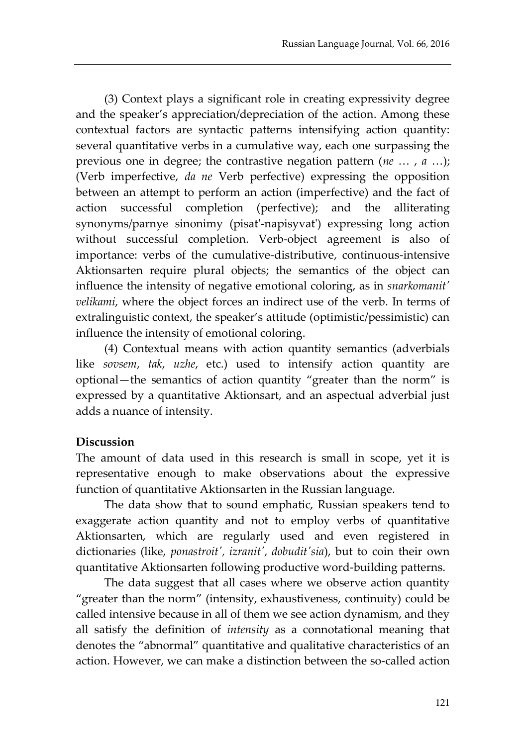(3) Context plays a significant role in creating expressivity degree and the speaker's appreciation/depreciation of the action. Among these contextual factors are syntactic patterns intensifying action quantity: several quantitative verbs in a cumulative way, each one surpassing the previous one in degree; the contrastive negation pattern (*ne* … , *a* …); (Verb imperfective, *da ne* Verb perfective) expressing the opposition between an attempt to perform an action (imperfective) and the fact of action successful completion (perfective); and the alliterating synonyms/parnye sinonimy (pisat'-napisyvat') expressing long action without successful completion. Verb-object agreement is also of importance: verbs of the cumulative-distributive, continuous-intensive Aktionsarten require plural objects; the semantics of the object can influence the intensity of negative emotional coloring, as in *snarkomanit' velikami*, where the object forces an indirect use of the verb. In terms of extralinguistic context, the speaker's attitude (optimistic/pessimistic) can influence the intensity of emotional coloring.

(4) Contextual means with action quantity semantics (adverbials like *sovsem*, *tak*, *uzhe*, etc.) used to intensify action quantity are optional—the semantics of action quantity "greater than the norm" is expressed by a quantitative Aktionsart, and an aspectual adverbial just adds a nuance of intensity.

**Discussion**

The amount of data used in this research is small in scope, yet it is representative enough to make observations about the expressive function of quantitative Aktionsarten in the Russian language.

The data show that to sound emphatic, Russian speakers tend to exaggerate action quantity and not to employ verbs of quantitative Aktionsarten, which are regularly used and even registered in dictionaries (like, *ponastroit', izranit', dobudit'sia*), but to coin their own quantitative Aktionsarten following productive word-building patterns.

The data suggest that all cases where we observe action quantity "greater than the norm" (intensity, exhaustiveness, continuity) could be called intensive because in all of them we see action dynamism, and they all satisfy the definition of *intensity* as a connotational meaning that denotes the "abnormal" quantitative and qualitative characteristics of an action. However, we can make a distinction between the so-called action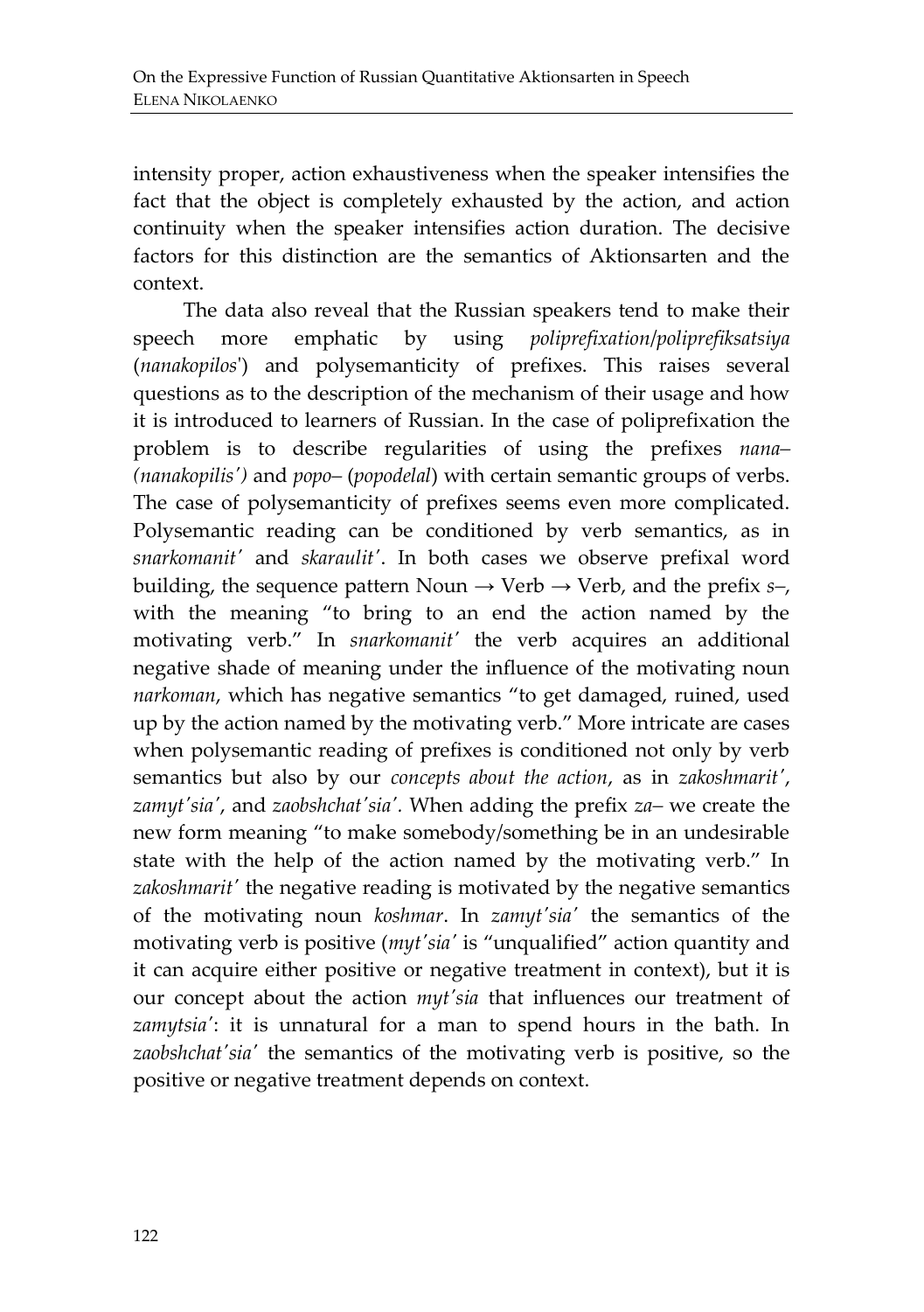intensity proper, action exhaustiveness when the speaker intensifies the fact that the object is completely exhausted by the action, and action continuity when the speaker intensifies action duration. The decisive factors for this distinction are the semantics of Aktionsarten and the context.

The data also reveal that the Russian speakers tend to make their speech more emphatic by using *poliprefixation/poliprefiksatsiya* (*nanakopilos'*) and polysemanticity of prefixes. This raises several questions as to the description of the mechanism of their usage and how it is introduced to learners of Russian. In the case of poliprefixation the problem is to describe regularities of using the prefixes *nana– (nanakopilis')* and *popo–* (*popodelal*) with certain semantic groups of verbs. The case of polysemanticity of prefixes seems even more complicated. Polysemantic reading can be conditioned by verb semantics, as in *snarkomanit'* and *skaraulit'*. In both cases we observe prefixal word building, the sequence pattern Noun → Verb → Verb, and the prefix *s–*, with the meaning "to bring to an end the action named by the motivating verb." In *snarkomanit'* the verb acquires an additional negative shade of meaning under the influence of the motivating noun *narkoman*, which has negative semantics "to get damaged, ruined, used up by the action named by the motivating verb." More intricate are cases when polysemantic reading of prefixes is conditioned not only by verb semantics but also by our *concepts about the action*, as in *zakoshmarit'*, *zamyt'sia'*, and *zaobshchat'sia'*. When adding the prefix *za–* we create the new form meaning "to make somebody/something be in an undesirable state with the help of the action named by the motivating verb." In *zakoshmarit'* the negative reading is motivated by the negative semantics of the motivating noun *koshmar*. In *zamyt'sia'* the semantics of the motivating verb is positive (*myt'sia'* is "unqualified" action quantity and it can acquire either positive or negative treatment in context), but it is our concept about the action *myt'sia* that influences our treatment of *zamytsia'*: it is unnatural for a man to spend hours in the bath. In *zaobshchat'sia'* the semantics of the motivating verb is positive, so the positive or negative treatment depends on context.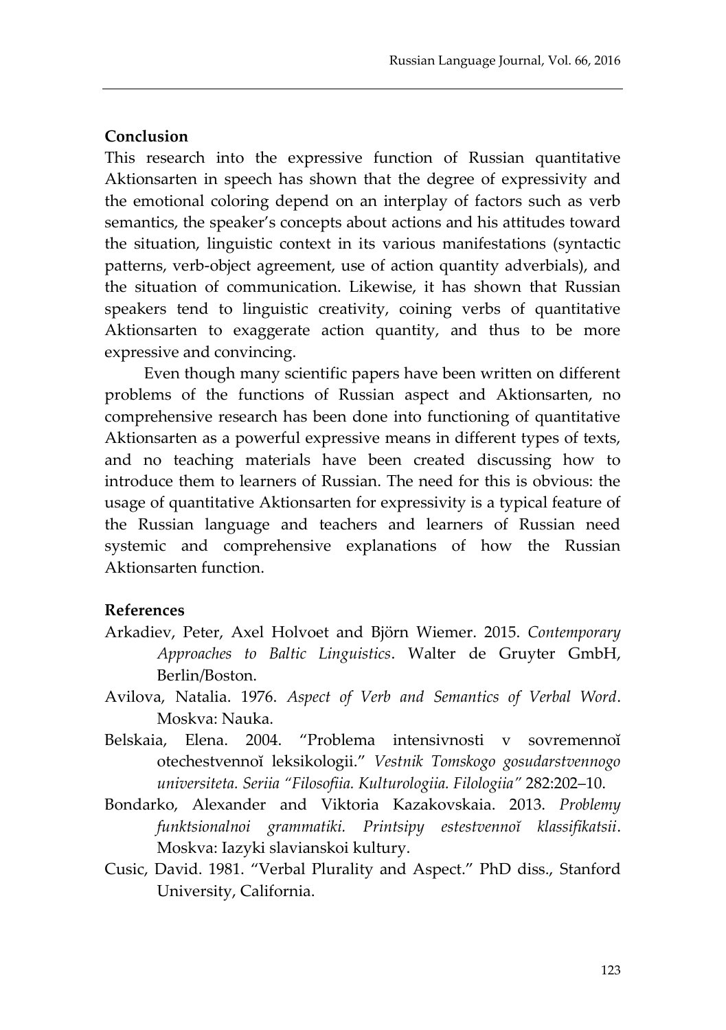## Conclusion

This research into the expressive function of Russian quantitative Aktionsarten in speech has shown that the degree of expressivity and the emotional coloring depend on an interplay of factors such as verb semantics, the speaker's concepts about actions and his attitudes toward the situation, linguistic context in its various manifestations (syntactic patterns, verb-object agreement, use of action quantity adverbials), and the situation of communication. Likewise, it has shown that Russian speakers tend to linguistic creativity, coining verbs of quantitative Aktionsarten to exaggerate action quantity, and thus to be more expressive and convincing.

Even though many scientific papers have been written on different problems of the functions of Russian aspect and Aktionsarten, no comprehensive research has been done into functioning of quantitative Aktionsarten as a powerful expressive means in different types of texts, and no teaching materials have been created discussing how to introduce them to learners of Russian. The need for this is obvious: the usage of quantitative Aktionsarten for expressivity is a typical feature of the Russian language and teachers and learners of Russian need systemic and comprehensive explanations of how the Russian Aktionsarten function.

## References

Arkadiev, Peter, Axel Holvoet and Björn Wiemer. 2015. *Contemporary Approaches to Baltic Linguistics*. Walter de Gruyter GmbH, Berlin/Boston.

Avilova, Natalia. 1976. *Aspect of Verb and Semantics of Verbal Word*. Moskva: Nauka.

Belskaia, Elena. 2004. "Problema intensivnosti v sovremennoĭ otechestvennoĭ leksikologii." *Vestnik Tomskogo gosudarstvennogo universiteta. Seriia "Filosofiia. Kulturologiia. Filologiia"* 282:202–10.

Bondarko, Alexander and Viktoria Kazakovskaia. 2013. *Problemy funktsionalnoi grammatiki. Printsipy estestvennoĭ klassifikatsii*. Moskva: Iazyki slavianskoi kultury.

Cusic, David. 1981. "Verbal Plurality and Aspect." PhD diss., Stanford University, California.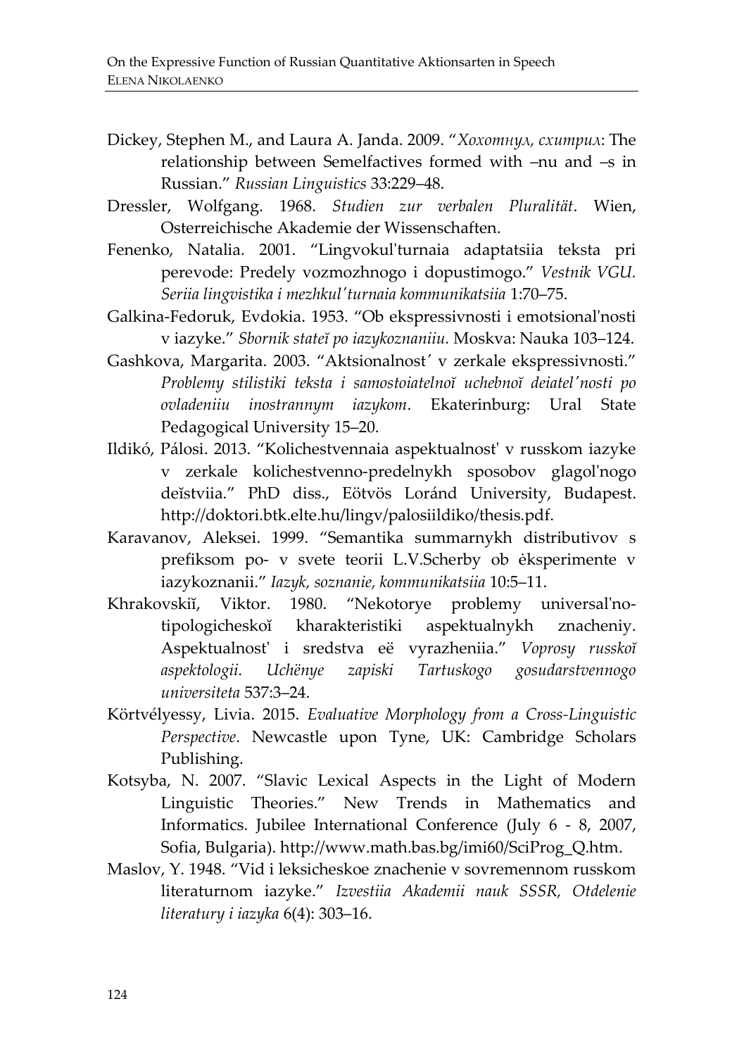Dickey, Stephen M., and Laura A. Janda. 2009. "*Хохотнул, схитрил*: The relationship between Semelfactives formed with –nu and –s in Russian." *Russian Linguistics* 33:229–48.

Dressler, Wolfgang. 1968. *Studien zur verbalen Pluralität*. Wien, Osterreichische Akademie der Wissenschaften.

Fenenko, Natalia. 2001. "Lingvokul'turnaia adaptatsiia teksta pri perevode: Predely vozmozhnogo i dopustimogo." *Vestnik VGU. Seriia lingvistika i mezhkul'turnaia kommunikatsiia* 1:70–75.

Galkina-Fedoruk, Evdokia. 1953. "Ob ekspressivnosti i emotsional'nosti v iazyke." *Sbornik stateĭ po iazykoznaniiu.* Moskva: Nauka 103–124.

Gashkova, Margarita. 2003. "Aktsionalnost′ v zerkale ekspressivnosti." *Problemy stilistiki teksta i samostoiatelnoĭ uchebnoĭ deiatel′nosti po ovladeniiu inostrannym iazykom*. Ekaterinburg: Ural State Pedagogical University 15–20.

Ildikó, Pálosi. 2013. "Kolichestvennaia aspektualnost' v russkom iazyke v zerkale kolichestvenno-predelnykh sposobov glagol'nogo deĭstviia." PhD diss., Eötvös Loránd University, Budapest. http://doktori.btk.elte.hu/lingv/palosiildiko/thesis.pdf.

Karavanov, Aleksei. 1999. "Semantika summarnykh distributivov s prefiksom po- v svete teorii L.V.Scherby ob ėksperimente v iazykoznanii." *Iazyk, soznanie, kommunikatsiia* 10:5–11.

Khrakovskiĭ, Viktor. 1980. "Nekotorye problemy universal'no-tipologicheskoĭ kharakteristiki aspektualnykh znacheniy. Aspektualnost' i sredstva eë vyrazheniia." *Voprosy russkoĭ aspektologii. Uchënye zapiski Tartuskogo gosudarstvennogo universiteta* 537:3–24.

Körtvélyessy, Livia. 2015. *Evaluative Morphology from a Cross-Linguistic Perspective*. Newcastle upon Tyne, UK: Cambridge Scholars Publishing.

Kotsyba, N. 2007. "Slavic Lexical Aspects in the Light of Modern Linguistic Theories." New Trends in Mathematics and Informatics. Jubilee International Conference (July 6 - 8, 2007, Sofia, Bulgaria). http://www.math.bas.bg/imi60/SciProg_Q.htm.

Maslov, Y. 1948. "Vid i leksicheskoe znachenie v sovremennom russkom literaturnom iazyke." *Izvestiia Akademii nauk SSSR, Otdelenie literatury i iazyka* 6(4): 303–16.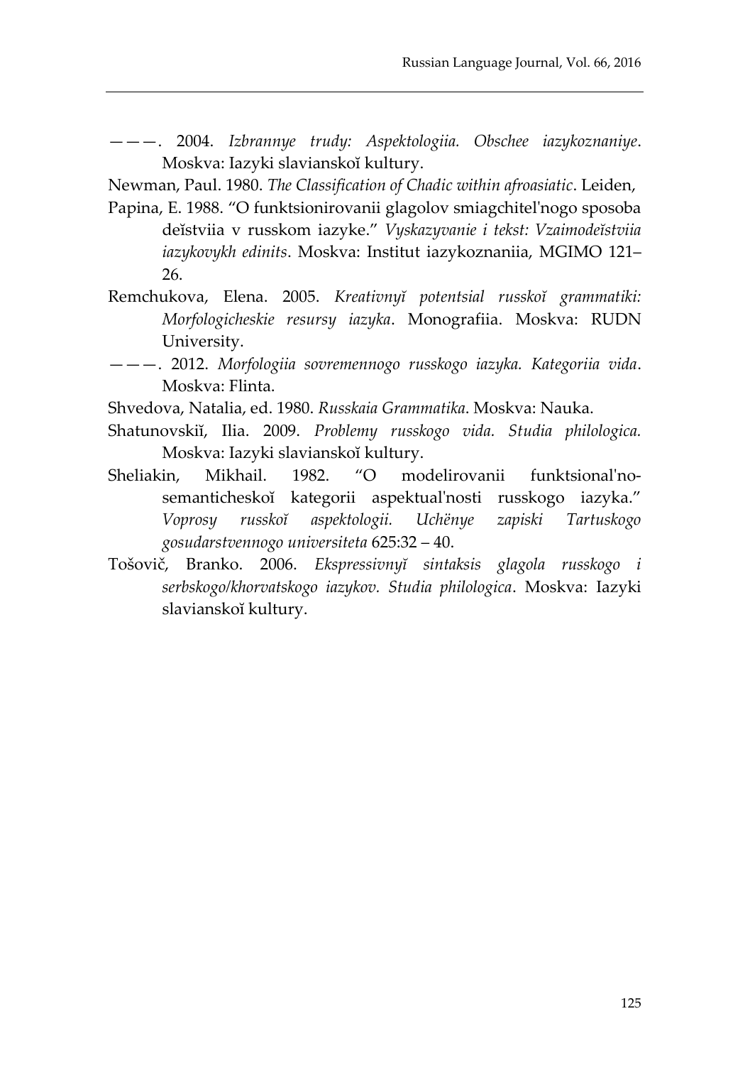———. 2004. *Izbrannye trudy: Aspektologiia. Obschee iazykoznaniye*. Moskva: Iazyki slavianskoĭ kultury.

Newman, Paul. 1980. *The Classification of Chadic within afroasiatic*. Leiden,

Papina, E. 1988. "O funktsionirovanii glagolov smiagchitel'nogo sposoba deĭstviia v russkom iazyke." *Vyskazyvanie i tekst: Vzaimodeĭstviia iazykovykh edinits*. Moskva: Institut iazykoznaniia, MGIMO 121–26.

Remchukova, Elena. 2005. *Kreativnyĭ potentsial russkoĭ grammatiki: Morfologicheskie resursy iazyka*. Monografiia. Moskva: RUDN University.

———. 2012. *Morfologiia sovremennogo russkogo iazyka. Kategoriia vida*. Moskva: Flinta.

Shvedova, Natalia, ed. 1980. *Russkaia Grammatika*. Moskva: Nauka.

Shatunovskiĭ, Ilia. 2009. *Problemy russkogo vida. Studia philologica.* Moskva: Iazyki slavianskoĭ kultury.

Sheliakin, Mikhail. 1982. "O modelirovanii funktsional'no-semanticheskoĭ kategorii aspektual'nosti russkogo iazyka." *Voprosy russkoĭ aspektologii. Uchënye zapiski Tartuskogo gosudarstvennogo universiteta* 625:32 – 40.

Tošovič, Branko. 2006. *Ekspressivnyĭ sintaksis glagola russkogo i serbskogo/khorvatskogo iazykov. Studia philologica*. Moskva: Iazyki slavianskoĭ kultury.